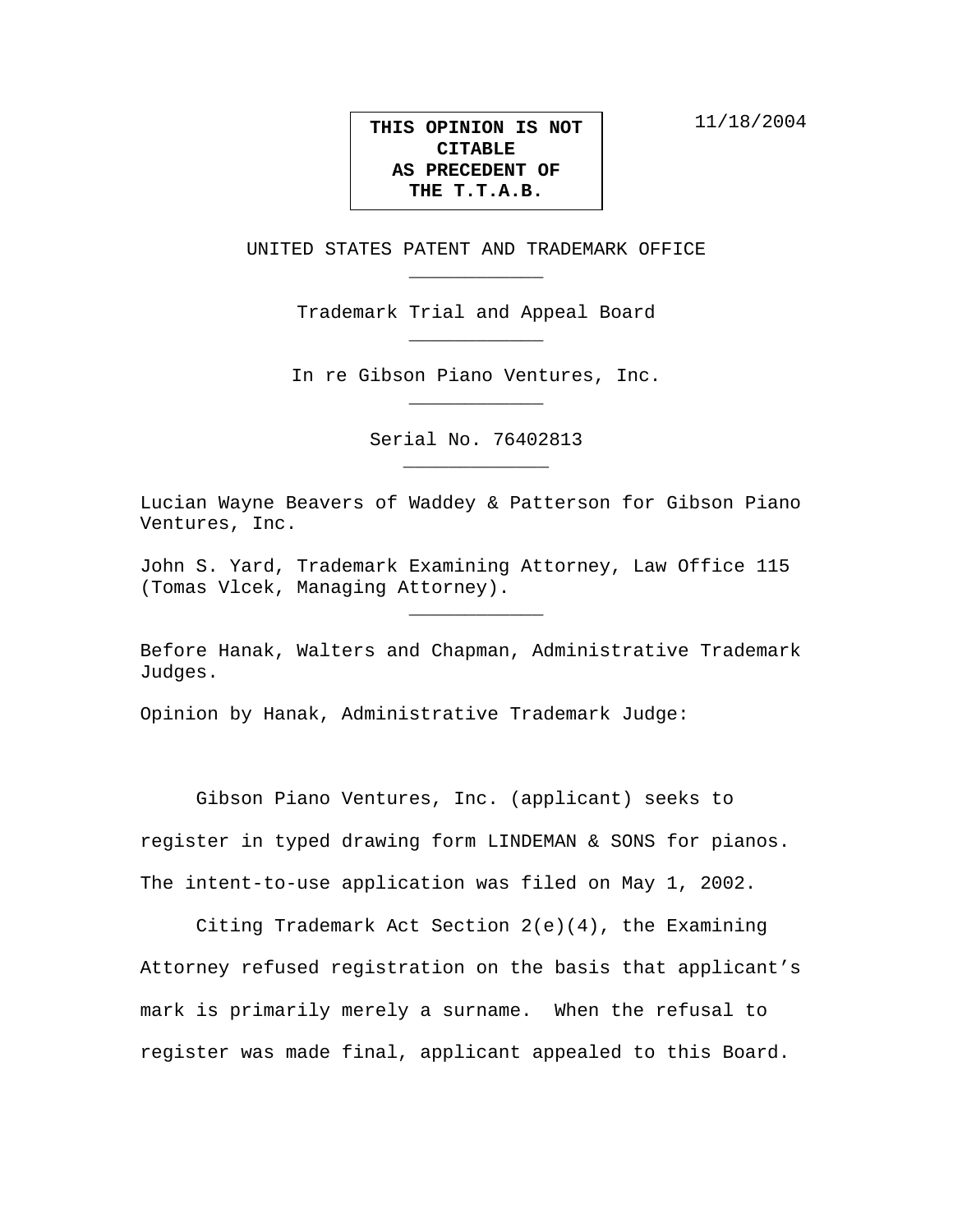**THIS OPINION IS NOT CITABLE AS PRECEDENT OF THE T.T.A.B.**

11/18/2004

UNITED STATES PATENT AND TRADEMARK OFFICE

---

Trademark Trial and Appeal Board

---

In re Gibson Piano Ventures, Inc.

---

Serial No. 76402813

---

Lucian Wayne Beavers of Waddey & Patterson for Gibson Piano Ventures, Inc.

John S. Yard, Trademark Examining Attorney, Law Office 115 (Tomas Vlcek, Managing Attorney).

---

Before Hanak, Walters and Chapman, Administrative Trademark Judges.

Opinion by Hanak, Administrative Trademark Judge:

Gibson Piano Ventures, Inc. (applicant) seeks to register in typed drawing form LINDEMAN & SONS for pianos. The intent-to-use application was filed on May 1, 2002.

Citing Trademark Act Section 2(e)(4), the Examining Attorney refused registration on the basis that applicant's mark is primarily merely a surname. When the refusal to register was made final, applicant appealed to this Board.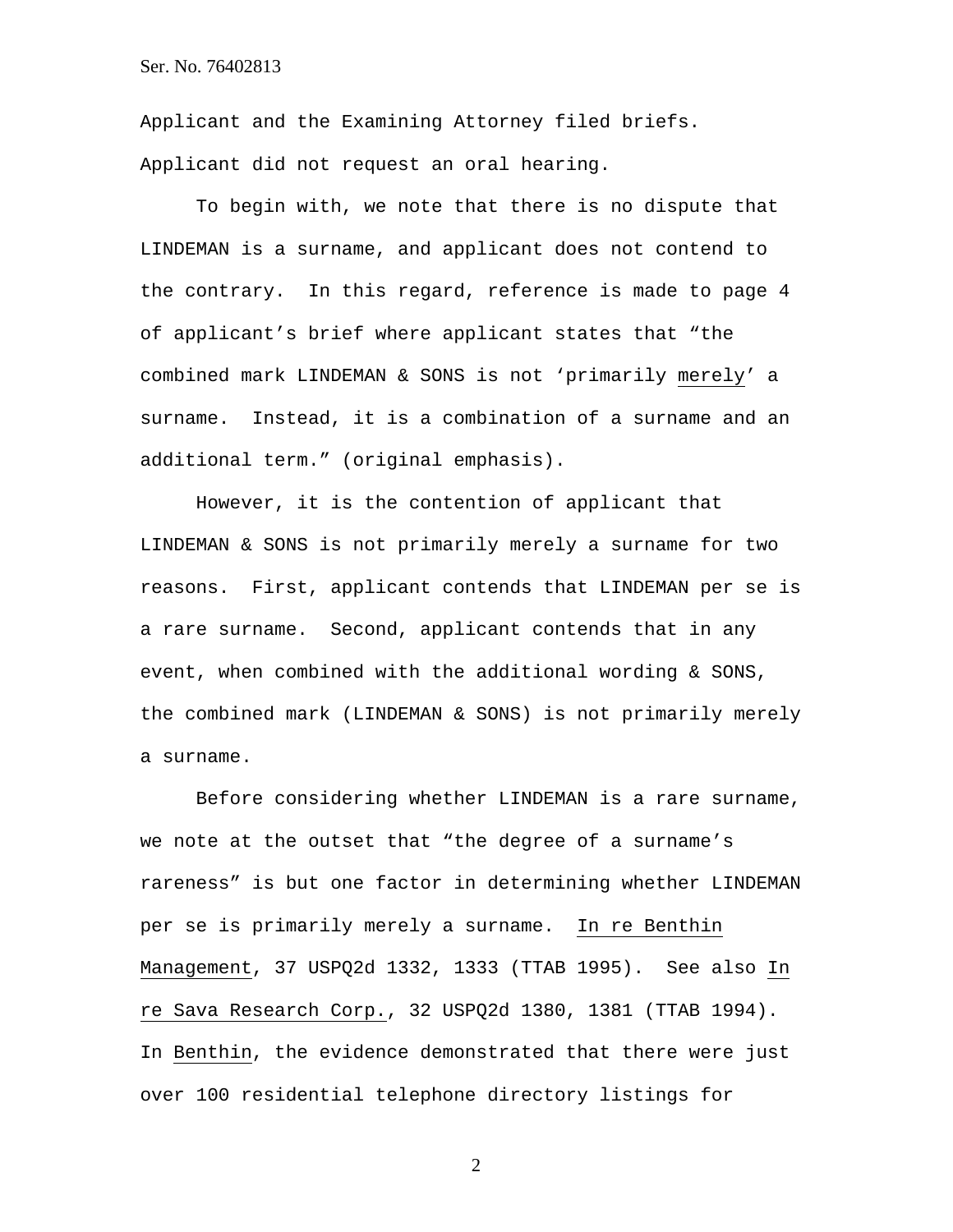Applicant and the Examining Attorney filed briefs. Applicant did not request an oral hearing.

To begin with, we note that there is no dispute that LINDEMAN is a surname, and applicant does not contend to the contrary. In this regard, reference is made to page 4 of applicant's brief where applicant states that "the combined mark LINDEMAN & SONS is not 'primarily merely' a surname. Instead, it is a combination of a surname and an additional term." (original emphasis).

However, it is the contention of applicant that LINDEMAN & SONS is not primarily merely a surname for two reasons. First, applicant contends that LINDEMAN per se is a rare surname. Second, applicant contends that in any event, when combined with the additional wording & SONS, the combined mark (LINDEMAN & SONS) is not primarily merely a surname.

Before considering whether LINDEMAN is a rare surname, we note at the outset that "the degree of a surname's rareness" is but one factor in determining whether LINDEMAN per se is primarily merely a surname. In re Benthin Management, 37 USPQ2d 1332, 1333 (TTAB 1995). See also In re Sava Research Corp., 32 USPQ2d 1380, 1381 (TTAB 1994). In Benthin, the evidence demonstrated that there were just over 100 residential telephone directory listings for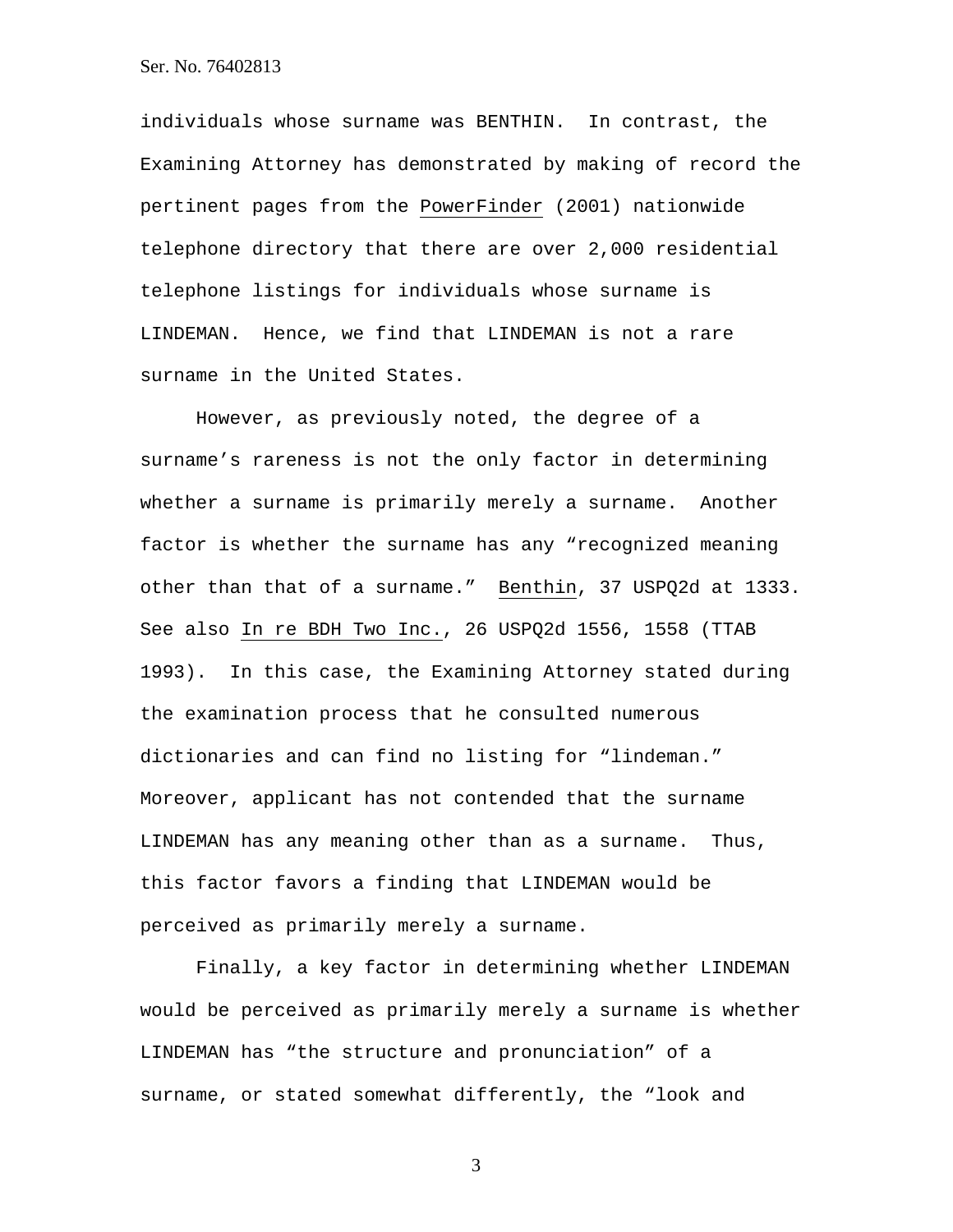individuals whose surname was BENTHIN. In contrast, the Examining Attorney has demonstrated by making of record the pertinent pages from the PowerFinder (2001) nationwide telephone directory that there are over 2,000 residential telephone listings for individuals whose surname is LINDEMAN. Hence, we find that LINDEMAN is not a rare surname in the United States.

However, as previously noted, the degree of a surname's rareness is not the only factor in determining whether a surname is primarily merely a surname. Another factor is whether the surname has any "recognized meaning other than that of a surname." Benthin, 37 USPQ2d at 1333. See also In re BDH Two Inc., 26 USPQ2d 1556, 1558 (TTAB 1993). In this case, the Examining Attorney stated during the examination process that he consulted numerous dictionaries and can find no listing for "lindeman." Moreover, applicant has not contended that the surname LINDEMAN has any meaning other than as a surname. Thus, this factor favors a finding that LINDEMAN would be perceived as primarily merely a surname.

Finally, a key factor in determining whether LINDEMAN would be perceived as primarily merely a surname is whether LINDEMAN has "the structure and pronunciation" of a surname, or stated somewhat differently, the "look and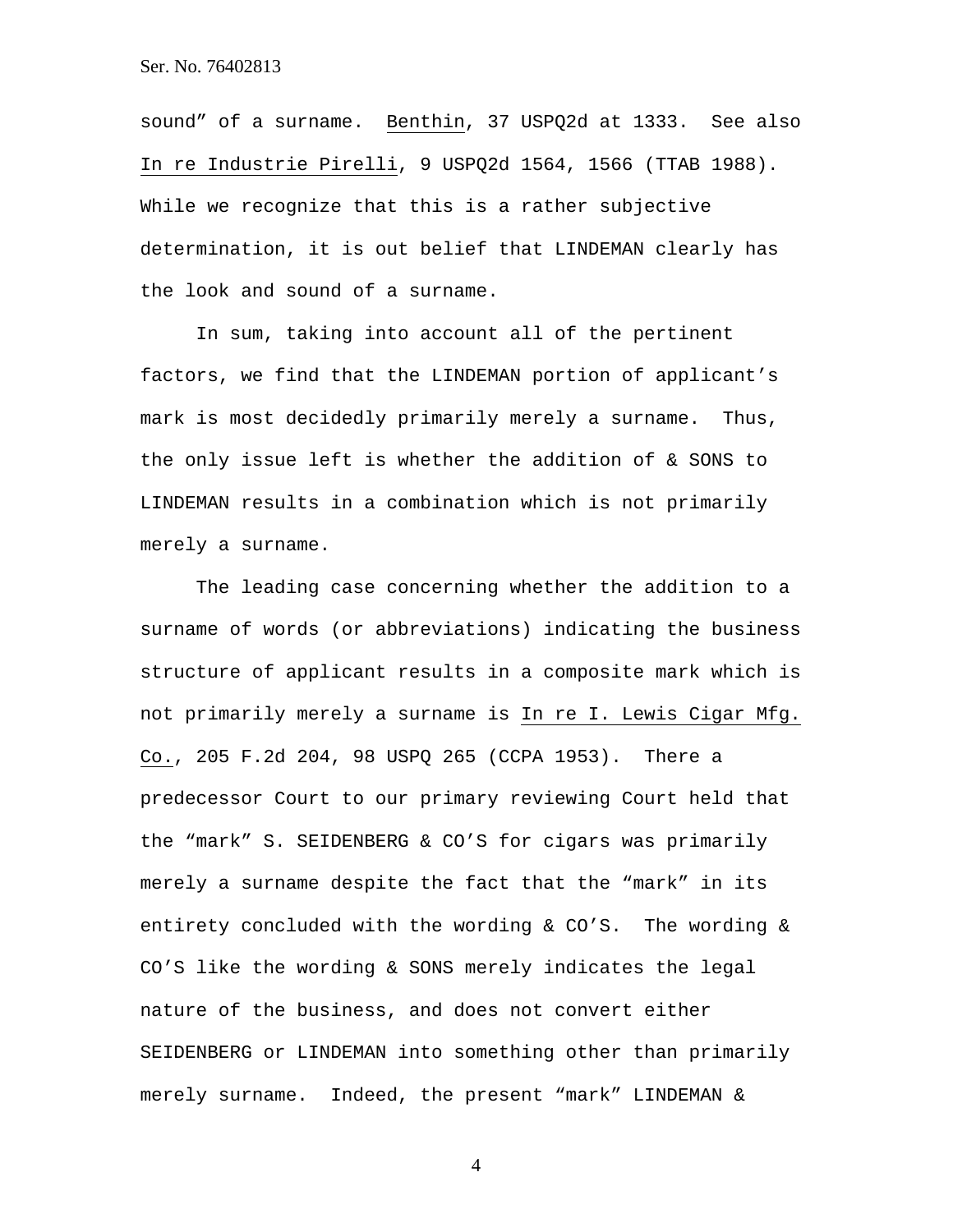sound" of a surname. Benthin, 37 USPQ2d at 1333. See also In re Industrie Pirelli, 9 USPQ2d 1564, 1566 (TTAB 1988). While we recognize that this is a rather subjective determination, it is out belief that LINDEMAN clearly has the look and sound of a surname.

In sum, taking into account all of the pertinent factors, we find that the LINDEMAN portion of applicant's mark is most decidedly primarily merely a surname. Thus, the only issue left is whether the addition of & SONS to LINDEMAN results in a combination which is not primarily merely a surname.

The leading case concerning whether the addition to a surname of words (or abbreviations) indicating the business structure of applicant results in a composite mark which is not primarily merely a surname is In re I. Lewis Cigar Mfg. Co., 205 F.2d 204, 98 USPQ 265 (CCPA 1953). There a predecessor Court to our primary reviewing Court held that the "mark" S. SEIDENBERG & CO'S for cigars was primarily merely a surname despite the fact that the "mark" in its entirety concluded with the wording & CO'S. The wording & CO'S like the wording & SONS merely indicates the legal nature of the business, and does not convert either SEIDENBERG or LINDEMAN into something other than primarily merely surname. Indeed, the present "mark" LINDEMAN &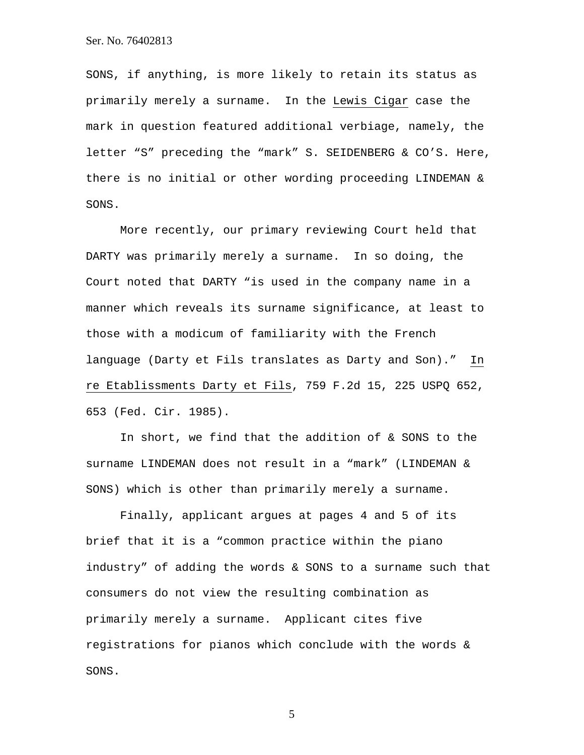SONS, if anything, is more likely to retain its status as primarily merely a surname. In the Lewis Cigar case the mark in question featured additional verbiage, namely, the letter "S" preceding the "mark" S. SEIDENBERG & CO'S. Here, there is no initial or other wording proceeding LINDEMAN & SONS.

More recently, our primary reviewing Court held that DARTY was primarily merely a surname. In so doing, the Court noted that DARTY "is used in the company name in a manner which reveals its surname significance, at least to those with a modicum of familiarity with the French language (Darty et Fils translates as Darty and Son)." In re Etablissments Darty et Fils, 759 F.2d 15, 225 USPQ 652, 653 (Fed. Cir. 1985).

In short, we find that the addition of & SONS to the surname LINDEMAN does not result in a "mark" (LINDEMAN & SONS) which is other than primarily merely a surname.

Finally, applicant argues at pages 4 and 5 of its brief that it is a "common practice within the piano industry" of adding the words & SONS to a surname such that consumers do not view the resulting combination as primarily merely a surname. Applicant cites five registrations for pianos which conclude with the words & SONS.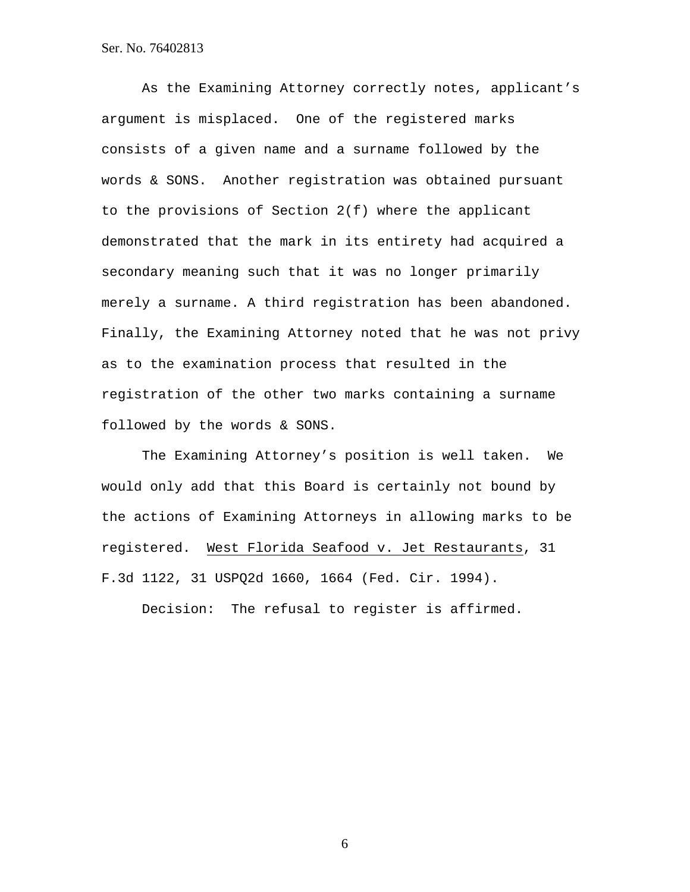As the Examining Attorney correctly notes, applicant's argument is misplaced. One of the registered marks consists of a given name and a surname followed by the words & SONS. Another registration was obtained pursuant to the provisions of Section 2(f) where the applicant demonstrated that the mark in its entirety had acquired a secondary meaning such that it was no longer primarily merely a surname. A third registration has been abandoned. Finally, the Examining Attorney noted that he was not privy as to the examination process that resulted in the registration of the other two marks containing a surname followed by the words & SONS.

The Examining Attorney's position is well taken. We would only add that this Board is certainly not bound by the actions of Examining Attorneys in allowing marks to be registered. West Florida Seafood v. Jet Restaurants, 31 F.3d 1122, 31 USPQ2d 1660, 1664 (Fed. Cir. 1994).

Decision: The refusal to register is affirmed.